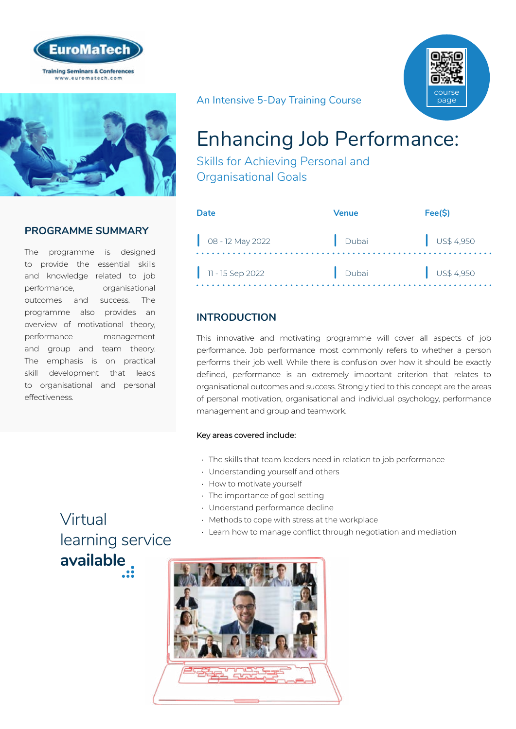EuroMaTech

Training Seminars & Conferences
www.euromatech.com

course page

An Intensive 5-Day Training Course

# Enhancing Job Performance:

## Skills for Achieving Personal and Organisational Goals

| Date | Venue | Fee($) |
|---|---|---|
| 08 - 12 May 2022 | Dubai | US$ 4,950 |
| 11 - 15 Sep 2022 | Dubai | US$ 4,950 |

## PROGRAMME SUMMARY

The programme is designed to provide the essential skills and knowledge related to job performance, organisational outcomes and success. The programme also provides an overview of motivational theory, performance management and group and team theory. The emphasis is on practical skill development that leads to organisational and personal effectiveness.

## INTRODUCTION

This innovative and motivating programme will cover all aspects of job performance. Job performance most commonly refers to whether a person performs their job well. While there is confusion over how it should be exactly defined, performance is an extremely important criterion that relates to organisational outcomes and success. Strongly tied to this concept are the areas of personal motivation, organisational and individual psychology, performance management and group and teamwork.

Key areas covered include:

- The skills that team leaders need in relation to job performance
- Understanding yourself and others
- How to motivate yourself
- The importance of goal setting
- Understand performance decline
- Methods to cope with stress at the workplace
- Learn how to manage conflict through negotiation and mediation

Virtual learning service **available**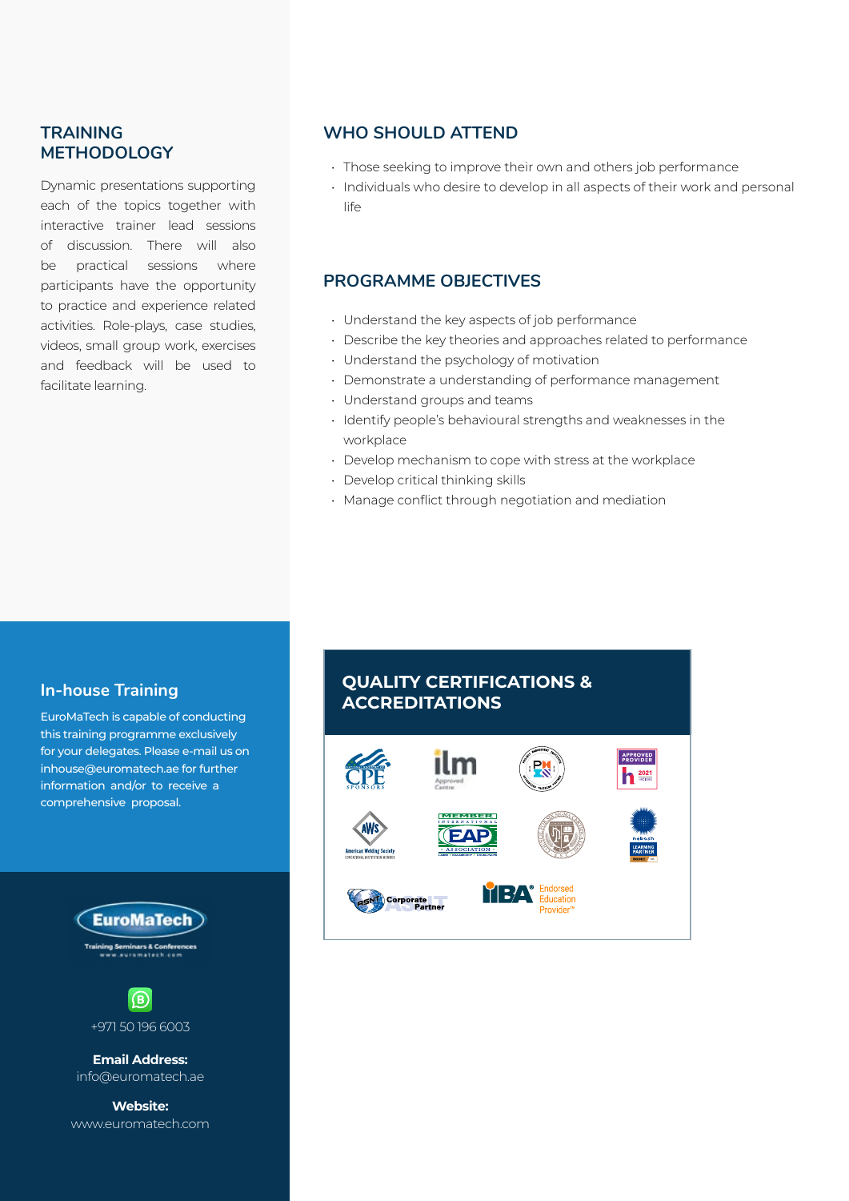## TRAINING METHODOLOGY

Dynamic presentations supporting each of the topics together with interactive trainer lead sessions of discussion. There will also be practical sessions where participants have the opportunity to practice and experience related activities. Role-plays, case studies, videos, small group work, exercises and feedback will be used to facilitate learning.

## WHO SHOULD ATTEND

- Those seeking to improve their own and others job performance
- Individuals who desire to develop in all aspects of their work and personal life

## PROGRAMME OBJECTIVES

- Understand the key aspects of job performance
- Describe the key theories and approaches related to performance
- Understand the psychology of motivation
- Demonstrate a understanding of performance management
- Understand groups and teams
- Identify people's behavioural strengths and weaknesses in the workplace
- Develop mechanism to cope with stress at the workplace
- Develop critical thinking skills
- Manage conflict through negotiation and mediation

## In-house Training

EuroMaTech is capable of conducting this training programme exclusively for your delegates. Please e-mail us on inhouse@euromatech.ae for further information and/or to receive a comprehensive proposal.

## QUALITY CERTIFICATIONS & ACCREDITATIONS

EuroMaTech
Training Seminars & Conferences
www.euromatech.com

+971 50 196 6003

**Email Address:**
info@euromatech.ae

**Website:**
www.euromatech.com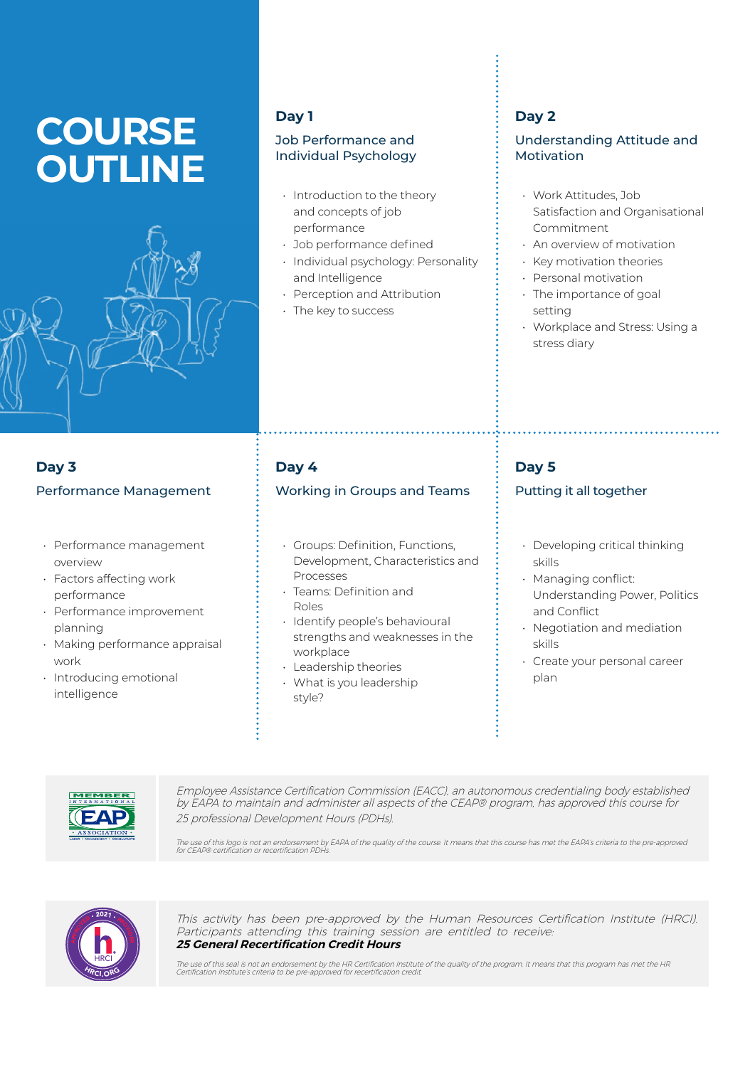# COURSE OUTLINE

## Day 1

### Job Performance and Individual Psychology

- Introduction to the theory and concepts of job performance
- Job performance defined
- Individual psychology: Personality and Intelligence
- Perception and Attribution
- The key to success

## Day 2

### Understanding Attitude and Motivation

- Work Attitudes, Job Satisfaction and Organisational Commitment
- An overview of motivation
- Key motivation theories
- Personal motivation
- The importance of goal setting
- Workplace and Stress: Using a stress diary

## Day 3

### Performance Management

- Performance management overview
- Factors affecting work performance
- Performance improvement planning
- Making performance appraisal work
- Introducing emotional intelligence

## Day 4

### Working in Groups and Teams

- Groups: Definition, Functions, Development, Characteristics and Processes
- Teams: Definition and Roles
- Identify people's behavioural strengths and weaknesses in the workplace
- Leadership theories
- What is you leadership style?

## Day 5

### Putting it all together

- Developing critical thinking skills
- Managing conflict: Understanding Power, Politics and Conflict
- Negotiation and mediation skills
- Create your personal career plan

*Employee Assistance Certification Commission (EACC), an autonomous credentialing body established by EAPA to maintain and administer all aspects of the CEAP® program, has approved this course for 25 professional Development Hours (PDHs).*

*The use of this logo is not an endorsement by EAPA of the quality of the course. It means that this course has met the EAPA's criteria to the pre-approved for CEAP® certification or recertification PDHs.*

*This activity has been pre-approved by the Human Resources Certification Institute (HRCI). Participants attending this training session are entitled to receive:*
***25 General Recertification Credit Hours***

*The use of this seal is not an endorsement by the HR Certification Institute of the quality of the program. It means that this program has met the HR Certification Institute's criteria to be pre-approved for recertification credit.*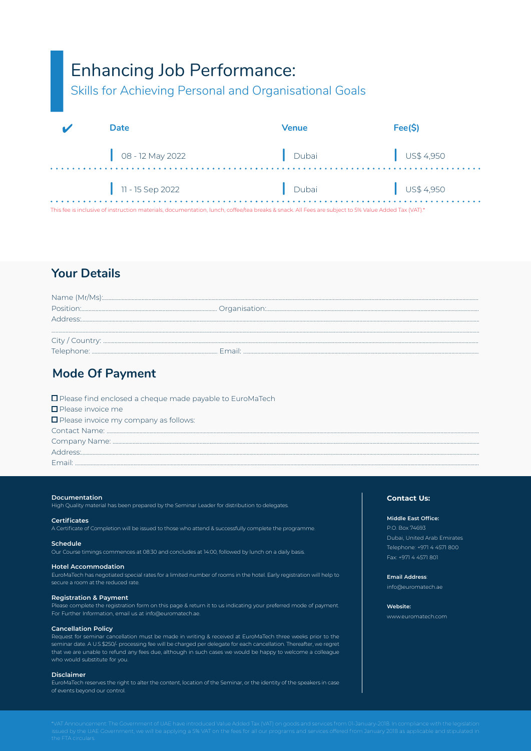# Enhancing Job Performance:

## Skills for Achieving Personal and Organisational Goals

| ✔ | Date | Venue | Fee($) |
|---|---|---|---|
| | 08 - 12 May 2022 | Dubai | US$ 4,950 |
| | 11 - 15 Sep 2022 | Dubai | US$ 4,950 |

This fee is inclusive of instruction materials, documentation, lunch, coffee/tea breaks & snack. All Fees are subject to 5% Value Added Tax (VAT).*

## Your Details

Name (Mr/Ms):........................................

Position:........................................ Organisation:........................................

Address:........................................

........................................

City / Country: ........................................

Telephone: ........................................ Email: ........................................

## Mode Of Payment

☐ Please find enclosed a cheque made payable to EuroMaTech

☐ Please invoice me

☐ Please invoice my company as follows:

Contact Name: ........................................

Company Name: ........................................

Address:........................................

Email: ........................................

**Documentation**
High Quality material has been prepared by the Seminar Leader for distribution to delegates.

**Certificates**
A Certificate of Completion will be issued to those who attend & successfully complete the programme.

**Schedule**
Our Course timings commences at 08:30 and concludes at 14:00, followed by lunch on a daily basis.

**Hotel Accommodation**
EuroMaTech has negotiated special rates for a limited number of rooms in the hotel. Early registration will help to secure a room at the reduced rate.

**Registration & Payment**
Please complete the registration form on this page & return it to us indicating your preferred mode of payment. For Further Information, email us at info@euromatech.ae.

**Cancellation Policy**
Request for seminar cancellation must be made in writing & received at EuroMaTech three weeks prior to the seminar date. A U.S.$250/- processing fee will be charged per delegate for each cancellation. Thereafter, we regret that we are unable to refund any fees due, although in such cases we would be happy to welcome a colleague who would substitute for you.

**Disclaimer**
EuroMaTech reserves the right to alter the content, location of the Seminar, or the identity of the speakers in case of events beyond our control.

**Contact Us:**

**Middle East Office:**
P.O. Box 74693
Dubai, United Arab Emirates
Telephone: +971 4 4571 800
Fax: +971 4 4571 801

**Email Address**:
info@euromatech.ae

**Website:**
www.euromatech.com

*VAT Announcement: The Government of UAE have introduced Value Added Tax (VAT) on goods and services from 01-January-2018. In compliance with the legislation issued by the UAE Government, we will be applying a 5% VAT on the fees for all our programs and services offered from January 2018 as applicable and stipulated in the FTA circulars.